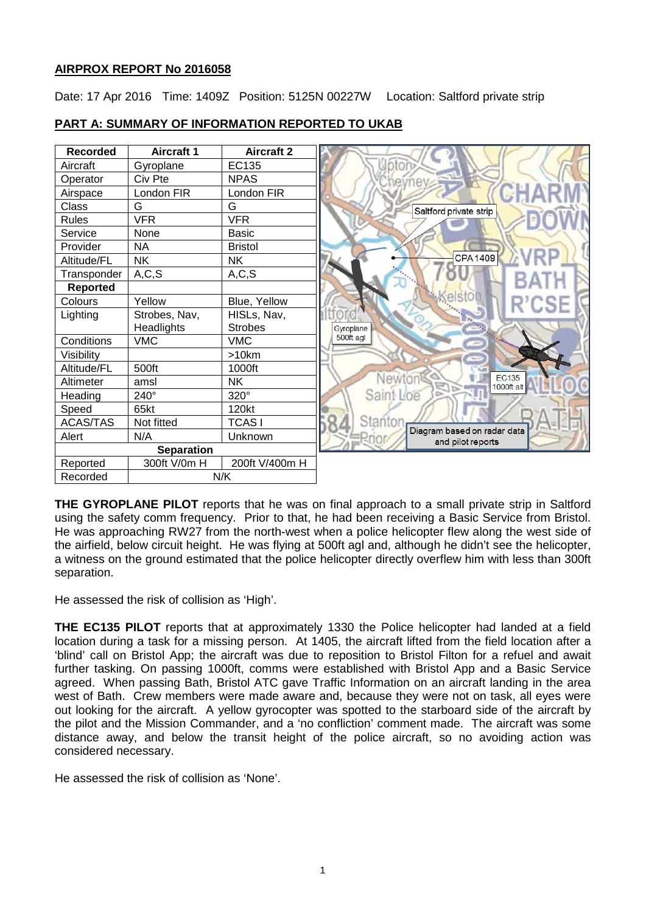**AIRPROX REPORT No 2016058**

Date: 17 Apr 2016 Time: 1409Z Position: 5125N 00227W Location: Saltford private strip

**PART A: SUMMARY OF INFORMATION REPORTED TO UKAB**

| Recorded | Aircraft 1 | Aircraft 2 |
|---|---|---|
| Aircraft | Gyroplane | EC135 |
| Operator | Civ Pte | NPAS |
| Airspace | London FIR | London FIR |
| Class | G | G |
| Rules | VFR | VFR |
| Service | None | Basic |
| Provider | NA | Bristol |
| Altitude/FL | NK | NK |
| Transponder | A,C,S | A,C,S |
| **Reported** | | |
| Colours | Yellow | Blue, Yellow |
| Lighting | Strobes, Nav, Headlights | HISLs, Nav, Strobes |
| Conditions | VMC | VMC |
| Visibility | | >10km |
| Altitude/FL | 500ft | 1000ft |
| Altimeter | amsl | NK |
| Heading | 240° | 320° |
| Speed | 65kt | 120kt |
| ACAS/TAS | Not fitted | TCAS I |
| Alert | N/A | Unknown |
| **Separation** | | |
| Reported | 300ft V/0m H | 200ft V/400m H |
| Recorded | N/K | |

Diagram based on radar data and pilot reports

**THE GYROPLANE PILOT** reports that he was on final approach to a small private strip in Saltford using the safety comm frequency. Prior to that, he had been receiving a Basic Service from Bristol. He was approaching RW27 from the north-west when a police helicopter flew along the west side of the airfield, below circuit height. He was flying at 500ft agl and, although he didn't see the helicopter, a witness on the ground estimated that the police helicopter directly overflew him with less than 300ft separation.

He assessed the risk of collision as 'High'.

**THE EC135 PILOT** reports that at approximately 1330 the Police helicopter had landed at a field location during a task for a missing person. At 1405, the aircraft lifted from the field location after a 'blind' call on Bristol App; the aircraft was due to reposition to Bristol Filton for a refuel and await further tasking. On passing 1000ft, comms were established with Bristol App and a Basic Service agreed. When passing Bath, Bristol ATC gave Traffic Information on an aircraft landing in the area west of Bath. Crew members were made aware and, because they were not on task, all eyes were out looking for the aircraft. A yellow gyrocopter was spotted to the starboard side of the aircraft by the pilot and the Mission Commander, and a 'no confliction' comment made. The aircraft was some distance away, and below the transit height of the police aircraft, so no avoiding action was considered necessary.

He assessed the risk of collision as 'None'.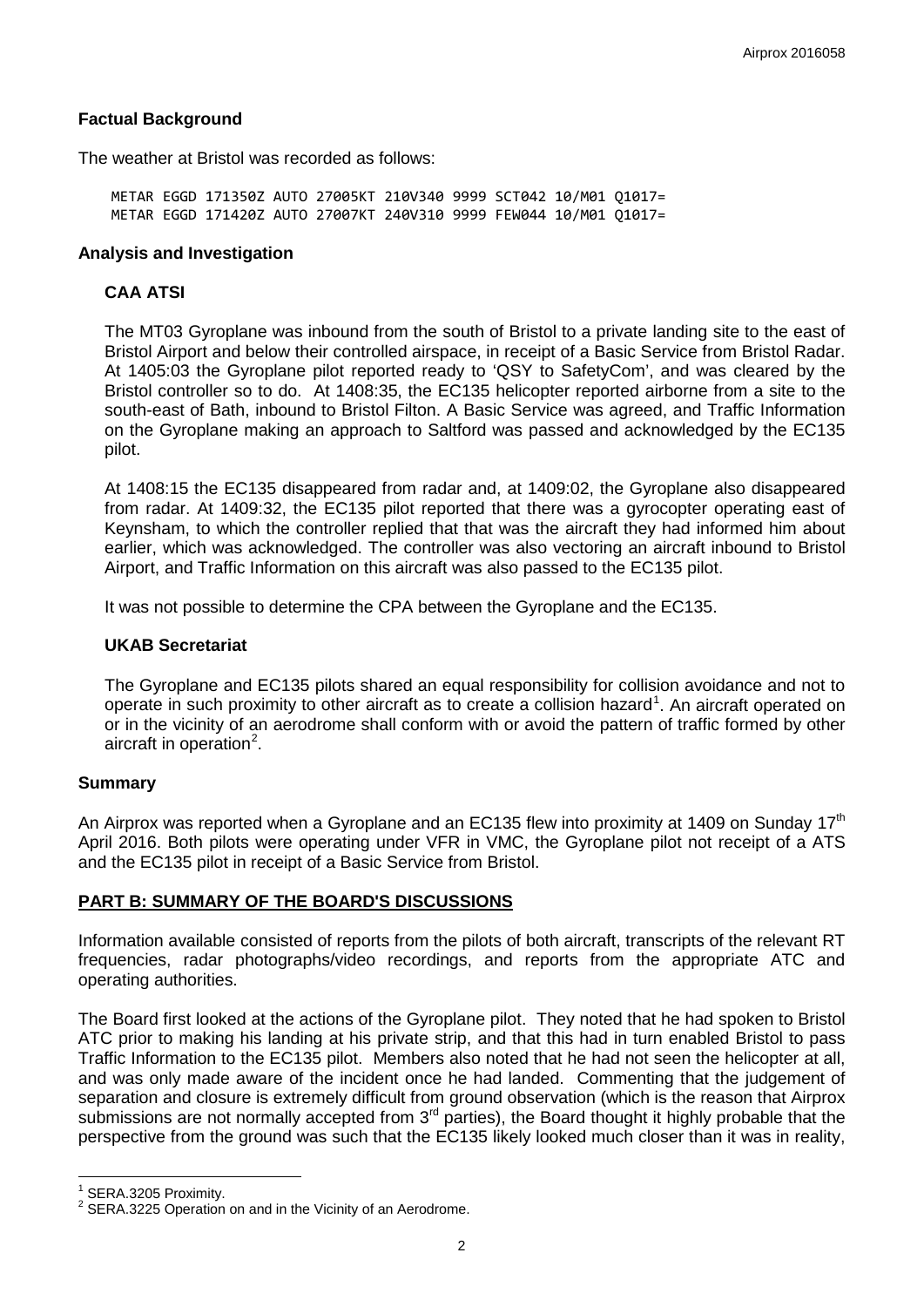### Factual Background

The weather at Bristol was recorded as follows:

```
METAR EGGD 171350Z AUTO 27005KT 210V340 9999 SCT042 10/M01 Q1017=
METAR EGGD 171420Z AUTO 27007KT 240V310 9999 FEW044 10/M01 Q1017=
```

### Analysis and Investigation

#### CAA ATSI

The MT03 Gyroplane was inbound from the south of Bristol to a private landing site to the east of Bristol Airport and below their controlled airspace, in receipt of a Basic Service from Bristol Radar. At 1405:03 the Gyroplane pilot reported ready to 'QSY to SafetyCom', and was cleared by the Bristol controller so to do. At 1408:35, the EC135 helicopter reported airborne from a site to the south-east of Bath, inbound to Bristol Filton. A Basic Service was agreed, and Traffic Information on the Gyroplane making an approach to Saltford was passed and acknowledged by the EC135 pilot.

At 1408:15 the EC135 disappeared from radar and, at 1409:02, the Gyroplane also disappeared from radar. At 1409:32, the EC135 pilot reported that there was a gyrocopter operating east of Keynsham, to which the controller replied that that was the aircraft they had informed him about earlier, which was acknowledged. The controller was also vectoring an aircraft inbound to Bristol Airport, and Traffic Information on this aircraft was also passed to the EC135 pilot.

It was not possible to determine the CPA between the Gyroplane and the EC135.

#### UKAB Secretariat

The Gyroplane and EC135 pilots shared an equal responsibility for collision avoidance and not to operate in such proximity to other aircraft as to create a collision hazard[1]. An aircraft operated on or in the vicinity of an aerodrome shall conform with or avoid the pattern of traffic formed by other aircraft in operation[2].

### Summary

An Airprox was reported when a Gyroplane and an EC135 flew into proximity at 1409 on Sunday 17th April 2016. Both pilots were operating under VFR in VMC, the Gyroplane pilot not receipt of a ATS and the EC135 pilot in receipt of a Basic Service from Bristol.

## PART B: SUMMARY OF THE BOARD'S DISCUSSIONS

Information available consisted of reports from the pilots of both aircraft, transcripts of the relevant RT frequencies, radar photographs/video recordings, and reports from the appropriate ATC and operating authorities.

The Board first looked at the actions of the Gyroplane pilot. They noted that he had spoken to Bristol ATC prior to making his landing at his private strip, and that this had in turn enabled Bristol to pass Traffic Information to the EC135 pilot. Members also noted that he had not seen the helicopter at all, and was only made aware of the incident once he had landed. Commenting that the judgement of separation and closure is extremely difficult from ground observation (which is the reason that Airprox submissions are not normally accepted from 3rd parties), the Board thought it highly probable that the perspective from the ground was such that the EC135 likely looked much closer than it was in reality,

---

[1] SERA.3205 Proximity.

[2] SERA.3225 Operation on and in the Vicinity of an Aerodrome.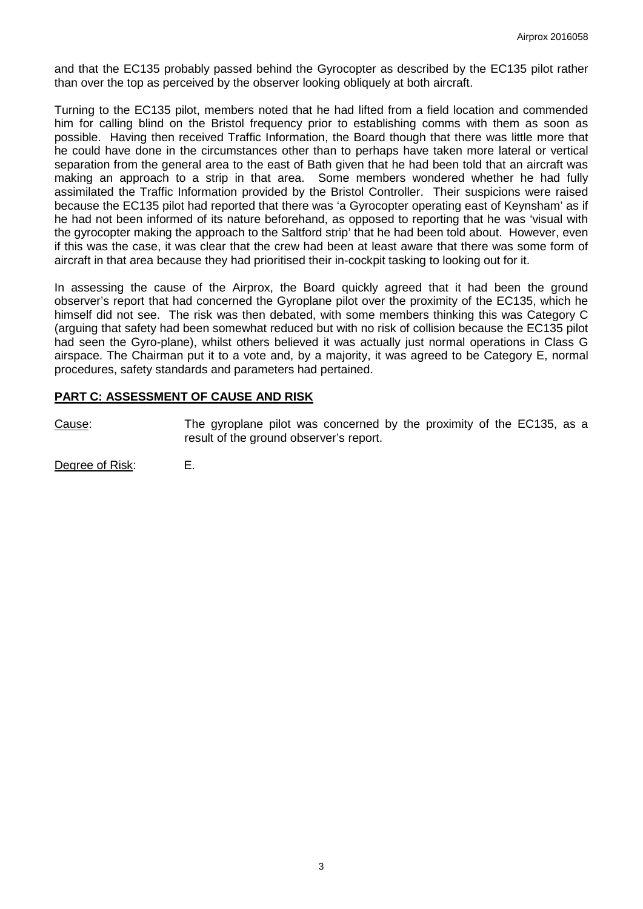and that the EC135 probably passed behind the Gyrocopter as described by the EC135 pilot rather than over the top as perceived by the observer looking obliquely at both aircraft.

Turning to the EC135 pilot, members noted that he had lifted from a field location and commended him for calling blind on the Bristol frequency prior to establishing comms with them as soon as possible. Having then received Traffic Information, the Board though that there was little more that he could have done in the circumstances other than to perhaps have taken more lateral or vertical separation from the general area to the east of Bath given that he had been told that an aircraft was making an approach to a strip in that area. Some members wondered whether he had fully assimilated the Traffic Information provided by the Bristol Controller. Their suspicions were raised because the EC135 pilot had reported that there was 'a Gyrocopter operating east of Keynsham' as if he had not been informed of its nature beforehand, as opposed to reporting that he was 'visual with the gyrocopter making the approach to the Saltford strip' that he had been told about. However, even if this was the case, it was clear that the crew had been at least aware that there was some form of aircraft in that area because they had prioritised their in-cockpit tasking to looking out for it.

In assessing the cause of the Airprox, the Board quickly agreed that it had been the ground observer's report that had concerned the Gyroplane pilot over the proximity of the EC135, which he himself did not see. The risk was then debated, with some members thinking this was Category C (arguing that safety had been somewhat reduced but with no risk of collision because the EC135 pilot had seen the Gyro-plane), whilst others believed it was actually just normal operations in Class G airspace. The Chairman put it to a vote and, by a majority, it was agreed to be Category E, normal procedures, safety standards and parameters had pertained.

## PART C: ASSESSMENT OF CAUSE AND RISK

Cause: The gyroplane pilot was concerned by the proximity of the EC135, as a result of the ground observer's report.

Degree of Risk: E.